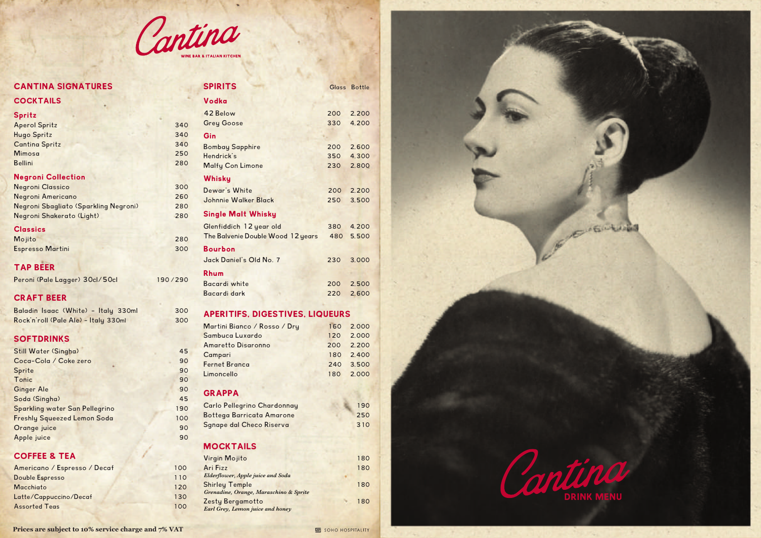# Cantina

WINE BAR & ITALIAN KITCHEN

## CANTINA SIGNATURES

## COCKTAILS

### Spritz

| | |
|---|---|
| Aperol Spritz | 340 |
| Hugo Spritz | 340 |
| Cantina Spritz | 340 |
| Mimosa | 250 |
| Bellini | 280 |

### Negroni Collection

| | |
|---|---|
| Negroni Classico | 300 |
| Negroni Americano | 260 |
| Negroni Sbagliato (Sparkling Negroni) | 280 |
| Negroni Shakerato (Light) | 280 |

### Classics

| | |
|---|---|
| Mojito | 280 |
| Espresso Martini | 300 |

## TAP BEER

| | |
|---|---|
| Peroni (Pale Lagger) 30cl/50cl | 190/290 |

## CRAFT BEER

| | |
|---|---|
| Baladin Isaac (White) - Italy 330ml | 300 |
| Rock'n'roll (Pale Ale) - Italy 330ml | 300 |

## SOFTDRINKS

| | |
|---|---|
| Still Water (Singha) | 45 |
| Coca-Cola / Coke zero | 90 |
| Sprite | 90 |
| Tonic | 90 |
| Ginger Ale | 90 |
| Soda (Singha) | 45 |
| Sparkling water San Pellegrino | 190 |
| Freshly Squeezed Lemon Soda | 100 |
| Orange juice | 90 |
| Apple juice | 90 |

## COFFEE & TEA

| | |
|---|---|
| Americano / Espresso / Decaf | 100 |
| Double Espresso | 110 |
| Macchiato | 120 |
| Latte/Cappuccino/Decaf | 130 |
| Assorted Teas | 100 |

**Prices are subject to 10% service charge and 7% VAT**

## SPIRITS

| | Glass | Bottle |
|---|---|---|
| **Vodka** | | |
| 42 Below | 200 | 2,200 |
| Grey Goose | 330 | 4,200 |
| **Gin** | | |
| Bombay Sapphire | 200 | 2,600 |
| Hendrick's | 350 | 4,300 |
| Malfy Con Limone | 230 | 2,800 |
| **Whisky** | | |
| Dewar's White | 200 | 2,200 |
| Johnnie Walker Black | 250 | 3,500 |
| **Single Malt Whisky** | | |
| Glenfiddich 12 year old | 380 | 4,200 |
| The Balvenie Double Wood 12 years | 480 | 5,500 |
| **Bourbon** | | |
| Jack Daniel's Old No. 7 | 230 | 3,000 |
| **Rhum** | | |
| Bacardi white | 200 | 2,500 |
| Bacardi dark | 220 | 2,600 |

## APERITIFS, DIGESTIVES, LIQUEURS

| | Glass | Bottle |
|---|---|---|
| Martini Bianco / Rosso / Dry | 160 | 2,000 |
| Sambuca Luxardo | 120 | 2,000 |
| Amaretto Disaronno | 200 | 2,200 |
| Campari | 180 | 2,400 |
| Fernet Branca | 240 | 3,500 |
| Limoncello | 180 | 2,000 |

## GRAPPA

| | |
|---|---|
| Carlo Pellegrino Chardonnay | 190 |
| Bottega Barricata Amarone | 250 |
| Sgnape dal Checo Riserva | 310 |

## MOCKTAILS

| | |
|---|---|
| Virgin Mojito | 180 |
| Ari Fizz<br>*Elderflower, Apple juice and Soda* | 180 |
| Shirley Temple<br>*Grenadine, Orange, Maraschino & Sprite* | 180 |
| Zesty Bergamotto<br>*Earl Grey, Lemon juice and honey* | 180 |

SOHO HOSPITALITY

# Cantina

DRINK MENU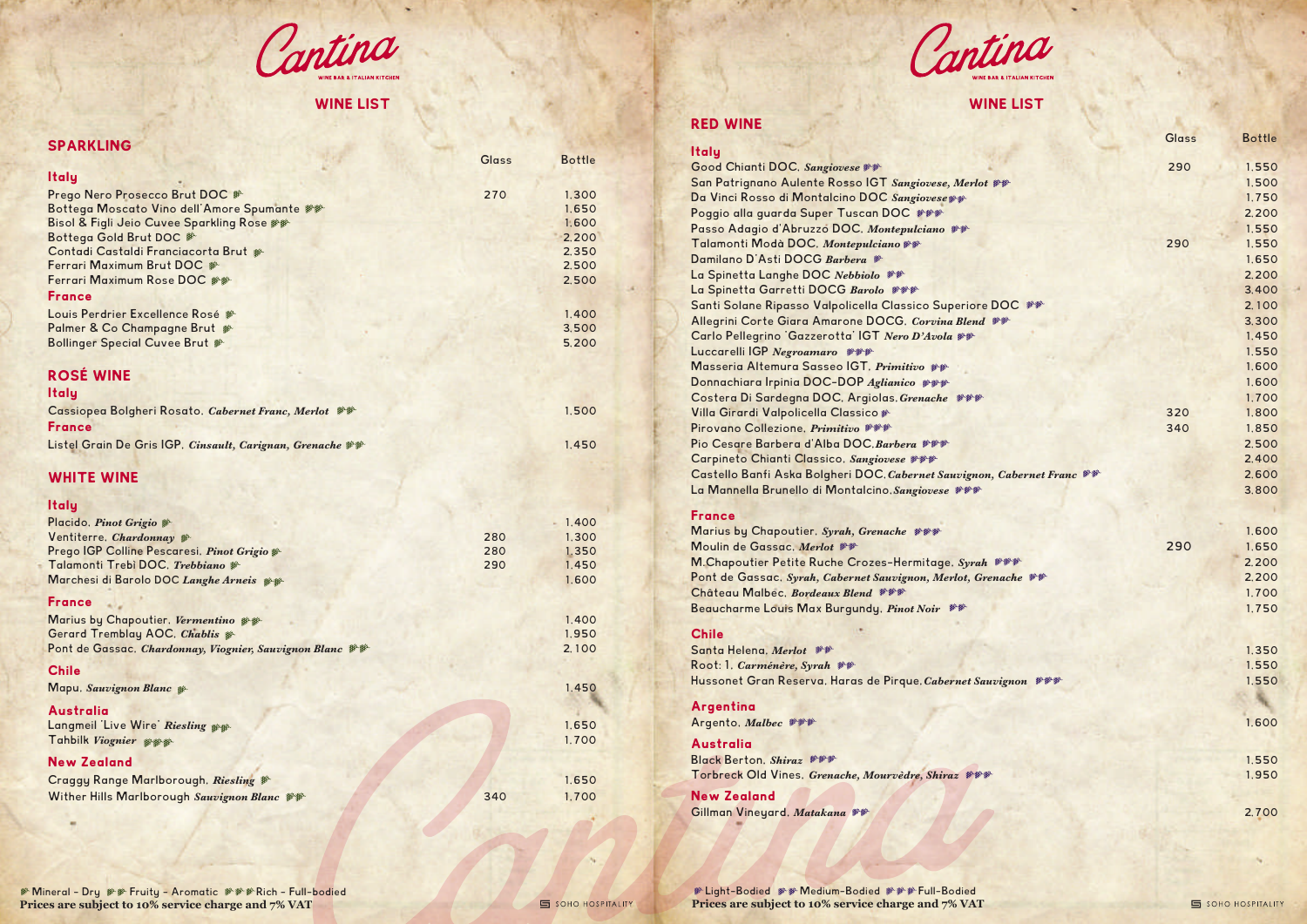# Cantina

WINE BAR & ITALIAN KITCHEN

## WINE LIST

### SPARKLING

| | Glass | Bottle |
|---|---|---|
| **Italy** | | |
| Prego Nero Prosecco Brut DOC 🍇 | 270 | 1,300 |
| Bottega Moscato Vino dell'Amore Spumante 🍇🍇 | | 1,650 |
| Bisol & Figli Jeio Cuvee Sparkling Rose 🍇🍇 | | 1,600 |
| Bottega Gold Brut DOC 🍇 | | 2,200 |
| Contadi Castaldi Franciacorta Brut 🍇 | | 2,350 |
| Ferrari Maximum Brut DOC 🍇 | | 2,500 |
| Ferrari Maximum Rose DOC 🍇🍇 | | 2,500 |
| **France** | | |
| Louis Perdrier Excellence Rosé 🍇 | | 1,400 |
| Palmer & Co Champagne Brut 🍇 | | 3,500 |
| Bollinger Special Cuvee Brut 🍇 | | 5,200 |

### ROSÉ WINE

| | Glass | Bottle |
|---|---|---|
| **Italy** | | |
| Cassiopea Bolgheri Rosato, *Cabernet Franc, Merlot* 🍇🍇 | | 1,500 |
| **France** | | |
| Listel Grain De Gris IGP, *Cinsault, Carignan, Grenache* 🍇🍇 | | 1,450 |

### WHITE WINE

| | Glass | Bottle |
|---|---|---|
| **Italy** | | |
| Placido, *Pinot Grigio* 🍇 | | 1,400 |
| Ventiterre, *Chardonnay* 🍇 | 280 | 1,300 |
| Prego IGP Colline Pescaresi, *Pinot Grigio* 🍇 | 280 | 1,350 |
| Talamonti Trebi DOC, *Trebbiano* 🍇 | 290 | 1,450 |
| Marchesi di Barolo DOC *Langhe Arneis* 🍇🍇 | | 1,600 |
| **France** | | |
| Marius by Chapoutier, *Vermentino* 🍇🍇 | | 1,400 |
| Gerard Tremblay AOC, *Chablis* 🍇 | | 1,950 |
| Pont de Gassac, *Chardonnay, Viognier, Sauvignon Blanc* 🍇🍇 | | 2,100 |
| **Chile** | | |
| Mapu, *Sauvignon Blanc* 🍇 | | 1,450 |
| **Australia** | | |
| Langmeil 'Live Wire' *Riesling* 🍇🍇 | | 1,650 |
| Tahbilk *Viognier* 🍇🍇🍇 | | 1,700 |
| **New Zealand** | | |
| Craggy Range Marlborough, *Riesling* 🍇 | | 1,650 |
| Wither Hills Marlborough *Sauvignon Blanc* 🍇🍇 | 340 | 1,700 |

🍇 Mineral - Dry 🍇🍇 Fruity - Aromatic 🍇🍇🍇 Rich - Full-bodied

**Prices are subject to 10% service charge and 7% VAT**

# Cantina

WINE BAR & ITALIAN KITCHEN

## WINE LIST

### RED WINE

| | Glass | Bottle |
|---|---|---|
| **Italy** | | |
| Good Chianti DOC, *Sangiovese* 🍇🍇 | 290 | 1,550 |
| San Patrignano Aulente Rosso IGT *Sangiovese, Merlot* 🍇🍇 | | 1,500 |
| Da Vinci Rosso di Montalcino DOC *Sangiovese* 🍇🍇 | | 1,750 |
| Poggio alla guarda Super Tuscan DOC 🍇🍇🍇 | | 2,200 |
| Passo Adagio d'Abruzzo DOC, *Montepulciano* 🍇🍇 | | 1,550 |
| Talamonti Modà DOC, *Montepulciano* 🍇🍇 | 290 | 1,550 |
| Damilano D'Asti DOCG *Barbera* 🍇 | | 1,650 |
| La Spinetta Langhe DOC *Nebbiolo* 🍇🍇 | | 2,200 |
| La Spinetta Garretti DOCG *Barolo* 🍇🍇🍇 | | 3,400 |
| Santi Solane Ripasso Valpolicella Classico Superiore DOC 🍇🍇 | | 2,100 |
| Allegrini Corte Giara Amarone DOCG, *Corvina Blend* 🍇🍇 | | 3,300 |
| Carlo Pellegrino 'Gazzerotta' IGT *Nero D'Avola* 🍇🍇 | | 1,450 |
| Luccarelli IGP *Negroamaro* 🍇🍇🍇 | | 1,550 |
| Masseria Altemura Sasseo IGT, *Primitivo* 🍇🍇 | | 1,600 |
| Donnachiara Irpinia DOC-DOP *Aglianico* 🍇🍇🍇 | | 1,600 |
| Costera Di Sardegna DOC, Argiolas, *Grenache* 🍇🍇🍇 | | 1,700 |
| Villa Girardi Valpolicella Classico 🍇 | 320 | 1,800 |
| Pirovano Collezione, *Primitivo* 🍇🍇🍇 | 340 | 1,850 |
| Pio Cesare Barbera d'Alba DOC, *Barbera* 🍇🍇🍇 | | 2,500 |
| Carpineto Chianti Classico, *Sangiovese* 🍇🍇🍇 | | 2,400 |
| Castello Banfi Aska Bolgheri DOC, *Cabernet Sauvignon, Cabernet Franc* 🍇🍇 | | 2,600 |
| La Mannella Brunello di Montalcino, *Sangiovese* 🍇🍇🍇 | | 3,800 |
| **France** | | |
| Marius by Chapoutier, *Syrah, Grenache* 🍇🍇🍇 | | 1,600 |
| Moulin de Gassac, *Merlot* 🍇🍇 | 290 | 1,650 |
| M.Chapoutier Petite Ruche Crozes-Hermitage, *Syrah* 🍇🍇🍇 | | 2,200 |
| Pont de Gassac, *Syrah, Cabernet Sauvignon, Merlot, Grenache* 🍇🍇 | | 2,200 |
| Château Malbec, *Bordeaux Blend* 🍇🍇🍇 | | 1,700 |
| Beaucharme Louis Max Burgundy, *Pinot Noir* 🍇🍇 | | 1,750 |
| **Chile** | | |
| Santa Helena, *Merlot* 🍇🍇 | | 1,350 |
| Root: 1, *Carménère, Syrah* 🍇🍇 | | 1,550 |
| Hussonet Gran Reserva, Haras de Pirque, *Cabernet Sauvignon* 🍇🍇🍇 | | 1,550 |
| **Argentina** | | |
| Argento, *Malbec* 🍇🍇🍇 | | 1,600 |
| **Australia** | | |
| Black Berton, *Shiraz* 🍇🍇🍇 | | 1,550 |
| Torbreck Old Vines, *Grenache, Mourvèdre, Shiraz* 🍇🍇🍇 | | 1,950 |
| **New Zealand** | | |
| Gillman Vineyard, *Matakana* 🍇🍇 | | 2,700 |

🍇 Light-Bodied 🍇🍇 Medium-Bodied 🍇🍇🍇 Full-Bodied

**Prices are subject to 10% service charge and 7% VAT**